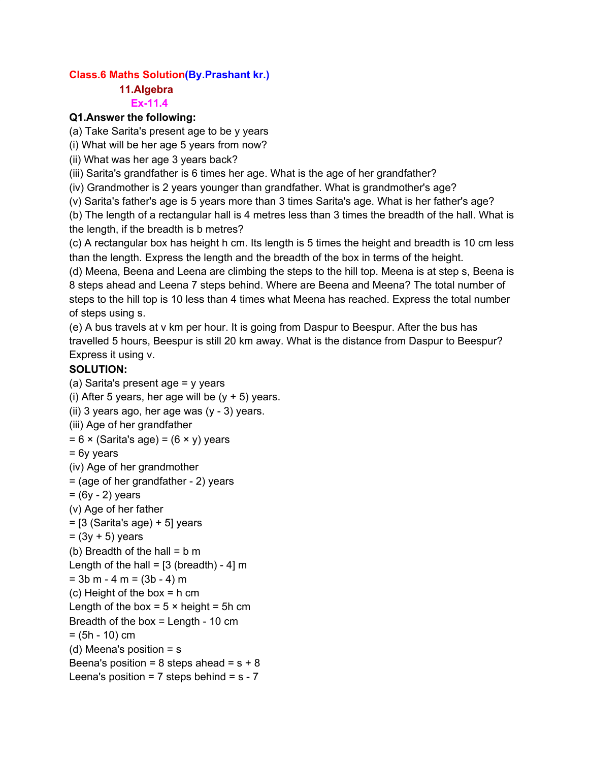# Class.6 Maths Solution(By.Prashant kr.)

## 11.Algebra

### Ex-11.4

**Q1.Answer the following:**

(a) Take Sarita's present age to be y years

(i) What will be her age 5 years from now?

(ii) What was her age 3 years back?

(iii) Sarita's grandfather is 6 times her age. What is the age of her grandfather?

(iv) Grandmother is 2 years younger than grandfather. What is grandmother's age?

(v) Sarita's father's age is 5 years more than 3 times Sarita's age. What is her father's age?

(b) The length of a rectangular hall is 4 metres less than 3 times the breadth of the hall. What is the length, if the breadth is b metres?

(c) A rectangular box has height h cm. Its length is 5 times the height and breadth is 10 cm less than the length. Express the length and the breadth of the box in terms of the height.

(d) Meena, Beena and Leena are climbing the steps to the hill top. Meena is at step s, Beena is 8 steps ahead and Leena 7 steps behind. Where are Beena and Meena? The total number of steps to the hill top is 10 less than 4 times what Meena has reached. Express the total number of steps using s.

(e) A bus travels at v km per hour. It is going from Daspur to Beespur. After the bus has travelled 5 hours, Beespur is still 20 km away. What is the distance from Daspur to Beespur? Express it using v.

**SOLUTION:**

(a) Sarita's present age = $y$ years

(i) After 5 years, her age will be $(y + 5)$ years.

(ii) 3 years ago, her age was $(y - 3)$ years.

(iii) Age of her grandfather

= $6 \times$ (Sarita's age) = $(6 \times y)$ years

= $6y$ years

(iv) Age of her grandmother

= (age of her grandfather - 2) years

= $(6y - 2)$ years

(v) Age of her father

= [3 (Sarita's age) + 5] years

= $(3y + 5)$ years

(b) Breadth of the hall = $b$ m

Length of the hall = [3 (breadth) - 4] m

= $3b$ m - 4 m = $(3b - 4)$ m

(c) Height of the box = $h$ cm

Length of the box = $5 \times$ height = $5h$ cm

Breadth of the box = Length - 10 cm

= $(5h - 10)$ cm

(d) Meena's position = $s$

Beena's position = 8 steps ahead = $s + 8$

Leena's position = 7 steps behind = $s - 7$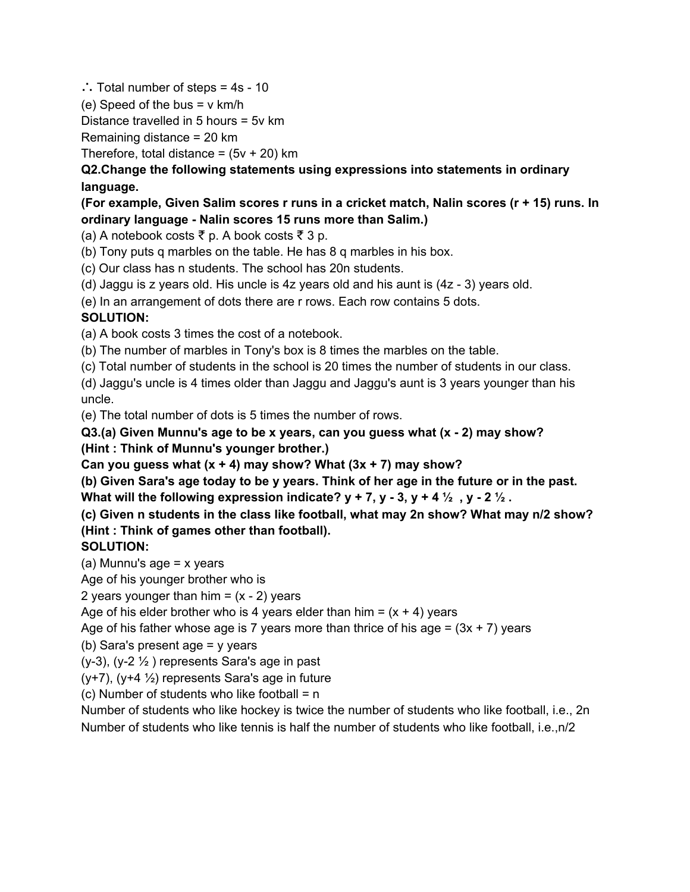∴ Total number of steps = $4s - 10$

(e) Speed of the bus = $v$ km/h

Distance travelled in 5 hours = $5v$ km

Remaining distance = 20 km

Therefore, total distance = $(5v + 20)$ km

**Q2.Change the following statements using expressions into statements in ordinary language.**

**(For example, Given Salim scores r runs in a cricket match, Nalin scores (r + 15) runs. In ordinary language - Nalin scores 15 runs more than Salim.)**

(a) A notebook costs ₹ $p$. A book costs ₹ $3p$.

(b) Tony puts $q$ marbles on the table. He has $8q$ marbles in his box.

(c) Our class has $n$ students. The school has $20n$ students.

(d) Jaggu is $z$ years old. His uncle is $4z$ years old and his aunt is $(4z - 3)$ years old.

(e) In an arrangement of dots there are $r$ rows. Each row contains 5 dots.

**SOLUTION:**

(a) A book costs 3 times the cost of a notebook.

(b) The number of marbles in Tony's box is 8 times the marbles on the table.

(c) Total number of students in the school is 20 times the number of students in our class.

(d) Jaggu's uncle is 4 times older than Jaggu and Jaggu's aunt is 3 years younger than his uncle.

(e) The total number of dots is 5 times the number of rows.

**Q3.(a) Given Munnu's age to be x years, can you guess what (x - 2) may show?**

**(Hint : Think of Munnu's younger brother.)**

**Can you guess what (x + 4) may show? What (3x + 7) may show?**

**(b) Given Sara's age today to be y years. Think of her age in the future or in the past. What will the following expression indicate? y + 7, y - 3, y + 4 ½ , y - 2 ½ .**

**(c) Given n students in the class like football, what may 2n show? What may n/2 show? (Hint : Think of games other than football).**

**SOLUTION:**

(a) Munnu's age = $x$ years

Age of his younger brother who is

2 years younger than him = $(x - 2)$ years

Age of his elder brother who is 4 years elder than him = $(x + 4)$ years

Age of his father whose age is 7 years more than thrice of his age = $(3x + 7)$ years

(b) Sara's present age = $y$ years

$(y-3)$, $(y-2\frac{1}{2})$ represents Sara's age in past

$(y+7)$, $(y+4\frac{1}{2})$ represents Sara's age in future

(c) Number of students who like football = $n$

Number of students who like hockey is twice the number of students who like football, i.e., $2n$

Number of students who like tennis is half the number of students who like football, i.e.,$n/2$